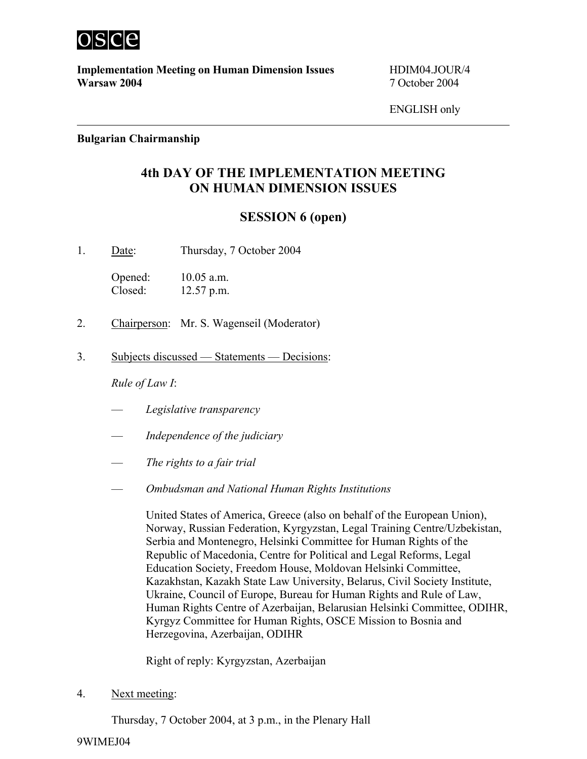OSCE

**Implementation Meeting on Human Dimension Issues**
**Warsaw 2004**

HDIM04.JOUR/4
7 October 2004

ENGLISH only

---

**Bulgarian Chairmanship**

# 4th DAY OF THE IMPLEMENTATION MEETING ON HUMAN DIMENSION ISSUES

## SESSION 6 (open)

1. Date: Thursday, 7 October 2004

   Opened: 10.05 a.m.
   Closed: 12.57 p.m.

2. Chairperson: Mr. S. Wagenseil (Moderator)

3. Subjects discussed — Statements — Decisions:

   *Rule of Law I*:

   — *Legislative transparency*

   — *Independence of the judiciary*

   — *The rights to a fair trial*

   — *Ombudsman and National Human Rights Institutions*

   United States of America, Greece (also on behalf of the European Union), Norway, Russian Federation, Kyrgyzstan, Legal Training Centre/Uzbekistan, Serbia and Montenegro, Helsinki Committee for Human Rights of the Republic of Macedonia, Centre for Political and Legal Reforms, Legal Education Society, Freedom House, Moldovan Helsinki Committee, Kazakhstan, Kazakh State Law University, Belarus, Civil Society Institute, Ukraine, Council of Europe, Bureau for Human Rights and Rule of Law, Human Rights Centre of Azerbaijan, Belarusian Helsinki Committee, ODIHR, Kyrgyz Committee for Human Rights, OSCE Mission to Bosnia and Herzegovina, Azerbaijan, ODIHR

   Right of reply: Kyrgyzstan, Azerbaijan

4. Next meeting:

   Thursday, 7 October 2004, at 3 p.m., in the Plenary Hall

9WIMEJ04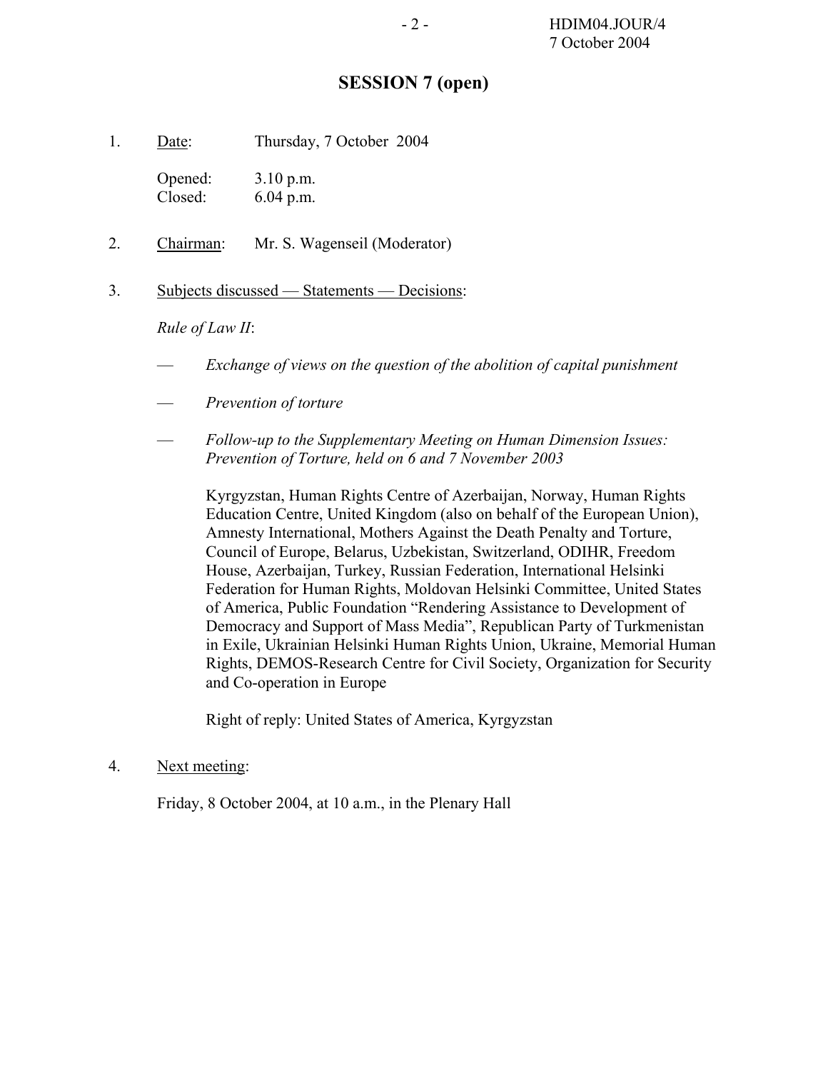## SESSION 7 (open)

1. Date: Thursday, 7 October 2004

   Opened: 3.10 p.m.
   Closed: 6.04 p.m.

2. Chairman: Mr. S. Wagenseil (Moderator)

3. Subjects discussed — Statements — Decisions:

   *Rule of Law II*:

   — *Exchange of views on the question of the abolition of capital punishment*

   — *Prevention of torture*

   — *Follow-up to the Supplementary Meeting on Human Dimension Issues: Prevention of Torture, held on 6 and 7 November 2003*

   Kyrgyzstan, Human Rights Centre of Azerbaijan, Norway, Human Rights Education Centre, United Kingdom (also on behalf of the European Union), Amnesty International, Mothers Against the Death Penalty and Torture, Council of Europe, Belarus, Uzbekistan, Switzerland, ODIHR, Freedom House, Azerbaijan, Turkey, Russian Federation, International Helsinki Federation for Human Rights, Moldovan Helsinki Committee, United States of America, Public Foundation "Rendering Assistance to Development of Democracy and Support of Mass Media", Republican Party of Turkmenistan in Exile, Ukrainian Helsinki Human Rights Union, Ukraine, Memorial Human Rights, DEMOS-Research Centre for Civil Society, Organization for Security and Co-operation in Europe

   Right of reply: United States of America, Kyrgyzstan

4. Next meeting:

   Friday, 8 October 2004, at 10 a.m., in the Plenary Hall